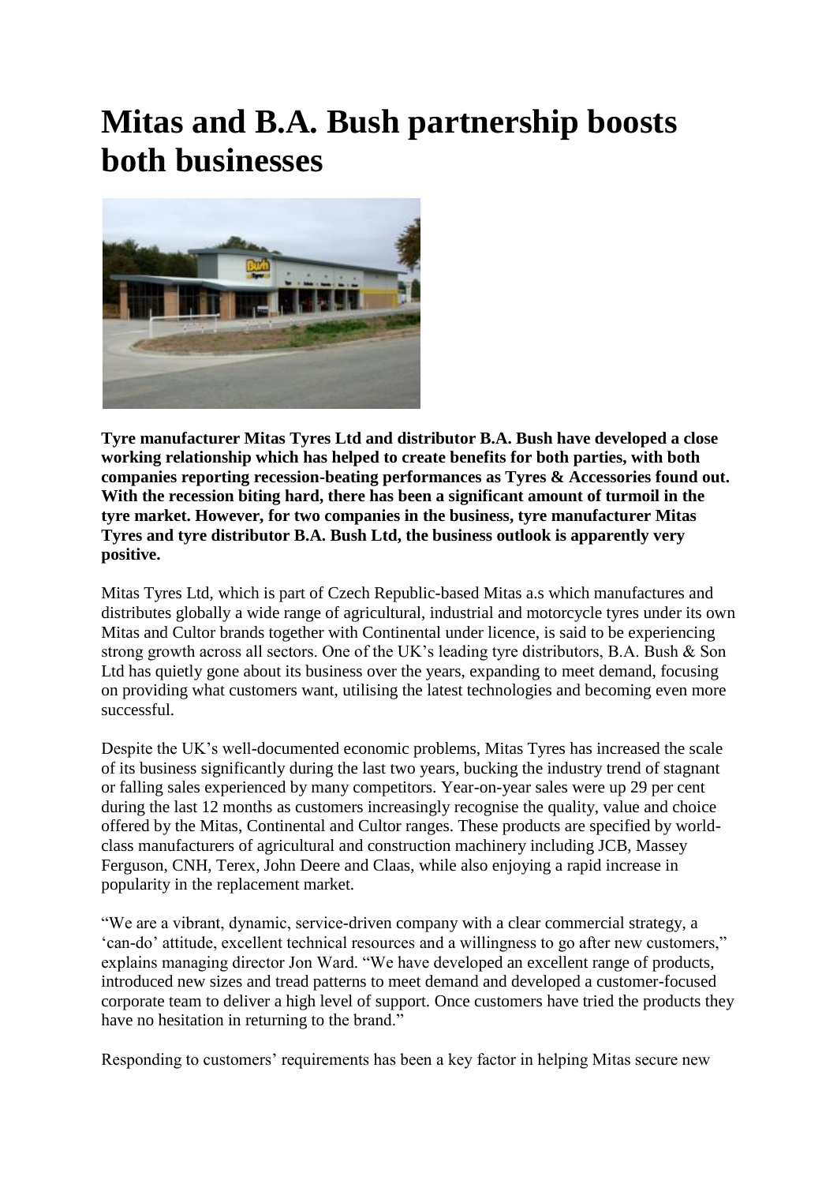# Mitas and B.A. Bush partnership boosts both businesses

**Tyre manufacturer Mitas Tyres Ltd and distributor B.A. Bush have developed a close working relationship which has helped to create benefits for both parties, with both companies reporting recession-beating performances as Tyres & Accessories found out. With the recession biting hard, there has been a significant amount of turmoil in the tyre market. However, for two companies in the business, tyre manufacturer Mitas Tyres and tyre distributor B.A. Bush Ltd, the business outlook is apparently very positive.**

Mitas Tyres Ltd, which is part of Czech Republic-based Mitas a.s which manufactures and distributes globally a wide range of agricultural, industrial and motorcycle tyres under its own Mitas and Cultor brands together with Continental under licence, is said to be experiencing strong growth across all sectors. One of the UK's leading tyre distributors, B.A. Bush & Son Ltd has quietly gone about its business over the years, expanding to meet demand, focusing on providing what customers want, utilising the latest technologies and becoming even more successful.

Despite the UK's well-documented economic problems, Mitas Tyres has increased the scale of its business significantly during the last two years, bucking the industry trend of stagnant or falling sales experienced by many competitors. Year-on-year sales were up 29 per cent during the last 12 months as customers increasingly recognise the quality, value and choice offered by the Mitas, Continental and Cultor ranges. These products are specified by world-class manufacturers of agricultural and construction machinery including JCB, Massey Ferguson, CNH, Terex, John Deere and Claas, while also enjoying a rapid increase in popularity in the replacement market.

"We are a vibrant, dynamic, service-driven company with a clear commercial strategy, a 'can-do' attitude, excellent technical resources and a willingness to go after new customers," explains managing director Jon Ward. "We have developed an excellent range of products, introduced new sizes and tread patterns to meet demand and developed a customer-focused corporate team to deliver a high level of support. Once customers have tried the products they have no hesitation in returning to the brand."

Responding to customers' requirements has been a key factor in helping Mitas secure new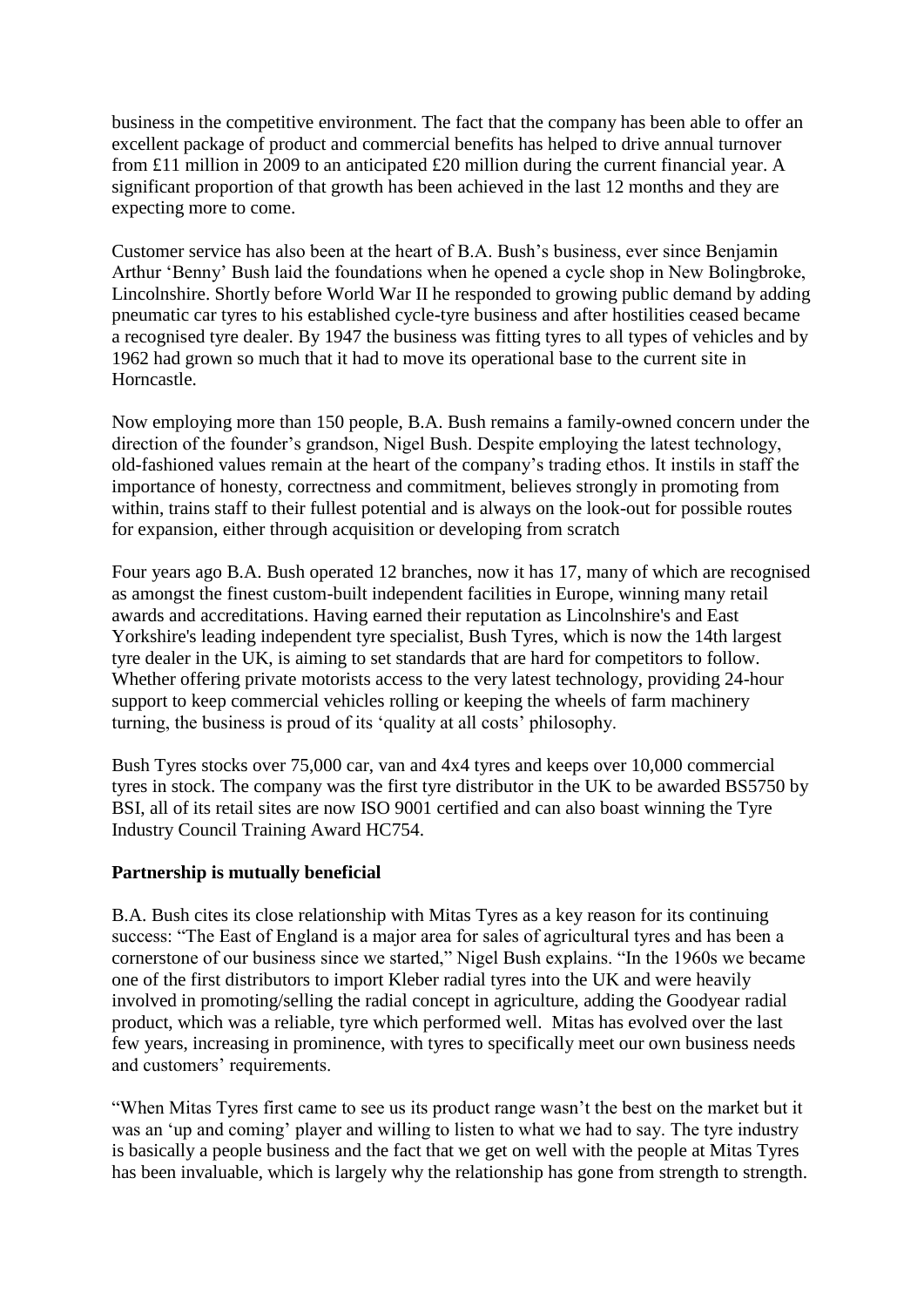business in the competitive environment. The fact that the company has been able to offer an excellent package of product and commercial benefits has helped to drive annual turnover from £11 million in 2009 to an anticipated £20 million during the current financial year. A significant proportion of that growth has been achieved in the last 12 months and they are expecting more to come.

Customer service has also been at the heart of B.A. Bush's business, ever since Benjamin Arthur 'Benny' Bush laid the foundations when he opened a cycle shop in New Bolingbroke, Lincolnshire. Shortly before World War II he responded to growing public demand by adding pneumatic car tyres to his established cycle-tyre business and after hostilities ceased became a recognised tyre dealer. By 1947 the business was fitting tyres to all types of vehicles and by 1962 had grown so much that it had to move its operational base to the current site in Horncastle.

Now employing more than 150 people, B.A. Bush remains a family-owned concern under the direction of the founder's grandson, Nigel Bush. Despite employing the latest technology, old-fashioned values remain at the heart of the company's trading ethos. It instils in staff the importance of honesty, correctness and commitment, believes strongly in promoting from within, trains staff to their fullest potential and is always on the look-out for possible routes for expansion, either through acquisition or developing from scratch

Four years ago B.A. Bush operated 12 branches, now it has 17, many of which are recognised as amongst the finest custom-built independent facilities in Europe, winning many retail awards and accreditations. Having earned their reputation as Lincolnshire's and East Yorkshire's leading independent tyre specialist, Bush Tyres, which is now the 14th largest tyre dealer in the UK, is aiming to set standards that are hard for competitors to follow. Whether offering private motorists access to the very latest technology, providing 24-hour support to keep commercial vehicles rolling or keeping the wheels of farm machinery turning, the business is proud of its 'quality at all costs' philosophy.

Bush Tyres stocks over 75,000 car, van and 4x4 tyres and keeps over 10,000 commercial tyres in stock. The company was the first tyre distributor in the UK to be awarded BS5750 by BSI, all of its retail sites are now ISO 9001 certified and can also boast winning the Tyre Industry Council Training Award HC754.

**Partnership is mutually beneficial**

B.A. Bush cites its close relationship with Mitas Tyres as a key reason for its continuing success: "The East of England is a major area for sales of agricultural tyres and has been a cornerstone of our business since we started," Nigel Bush explains. "In the 1960s we became one of the first distributors to import Kleber radial tyres into the UK and were heavily involved in promoting/selling the radial concept in agriculture, adding the Goodyear radial product, which was a reliable, tyre which performed well. Mitas has evolved over the last few years, increasing in prominence, with tyres to specifically meet our own business needs and customers' requirements.

"When Mitas Tyres first came to see us its product range wasn't the best on the market but it was an 'up and coming' player and willing to listen to what we had to say. The tyre industry is basically a people business and the fact that we get on well with the people at Mitas Tyres has been invaluable, which is largely why the relationship has gone from strength to strength.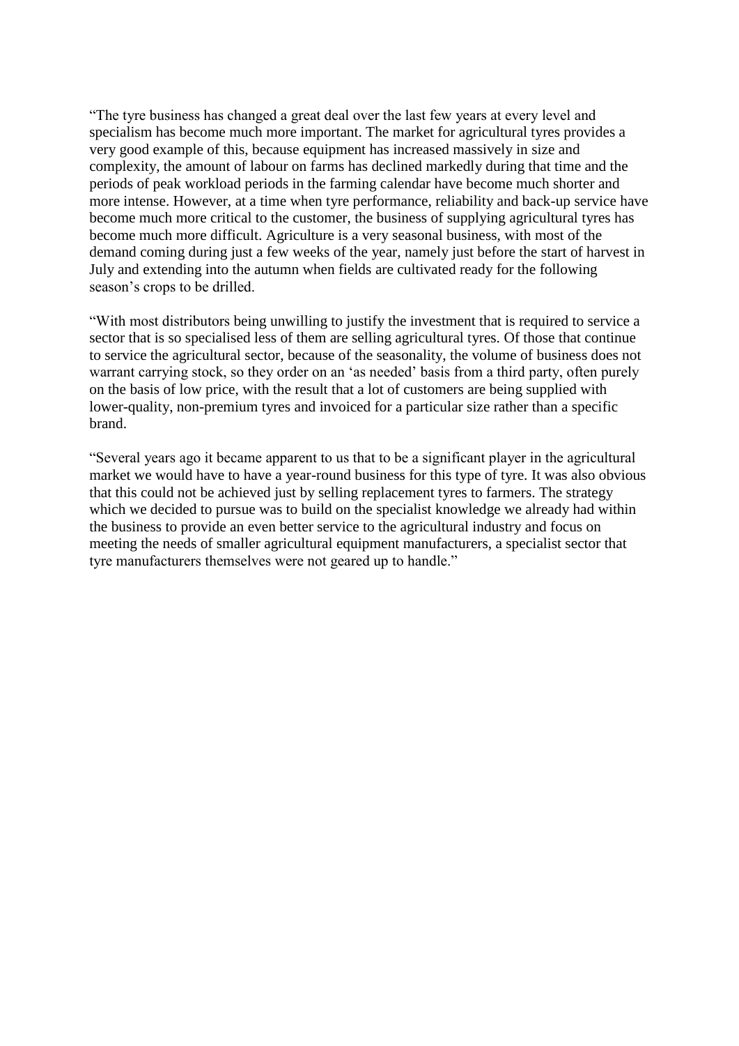"The tyre business has changed a great deal over the last few years at every level and specialism has become much more important. The market for agricultural tyres provides a very good example of this, because equipment has increased massively in size and complexity, the amount of labour on farms has declined markedly during that time and the periods of peak workload periods in the farming calendar have become much shorter and more intense. However, at a time when tyre performance, reliability and back-up service have become much more critical to the customer, the business of supplying agricultural tyres has become much more difficult. Agriculture is a very seasonal business, with most of the demand coming during just a few weeks of the year, namely just before the start of harvest in July and extending into the autumn when fields are cultivated ready for the following season's crops to be drilled.

"With most distributors being unwilling to justify the investment that is required to service a sector that is so specialised less of them are selling agricultural tyres. Of those that continue to service the agricultural sector, because of the seasonality, the volume of business does not warrant carrying stock, so they order on an 'as needed' basis from a third party, often purely on the basis of low price, with the result that a lot of customers are being supplied with lower-quality, non-premium tyres and invoiced for a particular size rather than a specific brand.

"Several years ago it became apparent to us that to be a significant player in the agricultural market we would have to have a year-round business for this type of tyre. It was also obvious that this could not be achieved just by selling replacement tyres to farmers. The strategy which we decided to pursue was to build on the specialist knowledge we already had within the business to provide an even better service to the agricultural industry and focus on meeting the needs of smaller agricultural equipment manufacturers, a specialist sector that tyre manufacturers themselves were not geared up to handle."